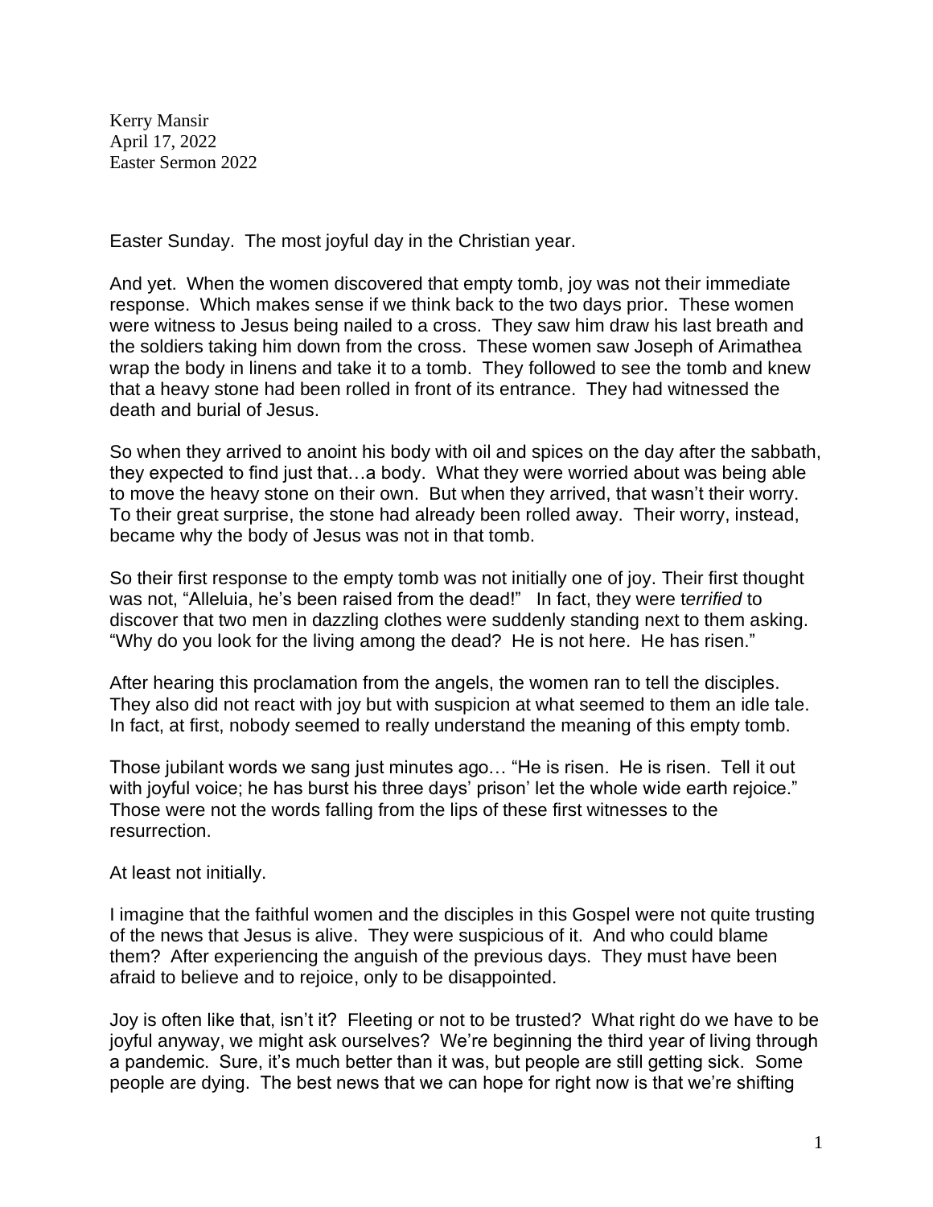Kerry Mansir
April 17, 2022
Easter Sermon 2022

Easter Sunday. The most joyful day in the Christian year.

And yet. When the women discovered that empty tomb, joy was not their immediate response. Which makes sense if we think back to the two days prior. These women were witness to Jesus being nailed to a cross. They saw him draw his last breath and the soldiers taking him down from the cross. These women saw Joseph of Arimathea wrap the body in linens and take it to a tomb. They followed to see the tomb and knew that a heavy stone had been rolled in front of its entrance. They had witnessed the death and burial of Jesus.

So when they arrived to anoint his body with oil and spices on the day after the sabbath, they expected to find just that…a body. What they were worried about was being able to move the heavy stone on their own. But when they arrived, that wasn't their worry. To their great surprise, the stone had already been rolled away. Their worry, instead, became why the body of Jesus was not in that tomb.

So their first response to the empty tomb was not initially one of joy. Their first thought was not, "Alleluia, he's been raised from the dead!" In fact, they were t*errified* to discover that two men in dazzling clothes were suddenly standing next to them asking. "Why do you look for the living among the dead? He is not here. He has risen."

After hearing this proclamation from the angels, the women ran to tell the disciples. They also did not react with joy but with suspicion at what seemed to them an idle tale. In fact, at first, nobody seemed to really understand the meaning of this empty tomb.

Those jubilant words we sang just minutes ago… "He is risen. He is risen. Tell it out with joyful voice; he has burst his three days' prison' let the whole wide earth rejoice." Those were not the words falling from the lips of these first witnesses to the resurrection.

At least not initially.

I imagine that the faithful women and the disciples in this Gospel were not quite trusting of the news that Jesus is alive. They were suspicious of it. And who could blame them? After experiencing the anguish of the previous days. They must have been afraid to believe and to rejoice, only to be disappointed.

Joy is often like that, isn't it? Fleeting or not to be trusted? What right do we have to be joyful anyway, we might ask ourselves? We're beginning the third year of living through a pandemic. Sure, it's much better than it was, but people are still getting sick. Some people are dying. The best news that we can hope for right now is that we're shifting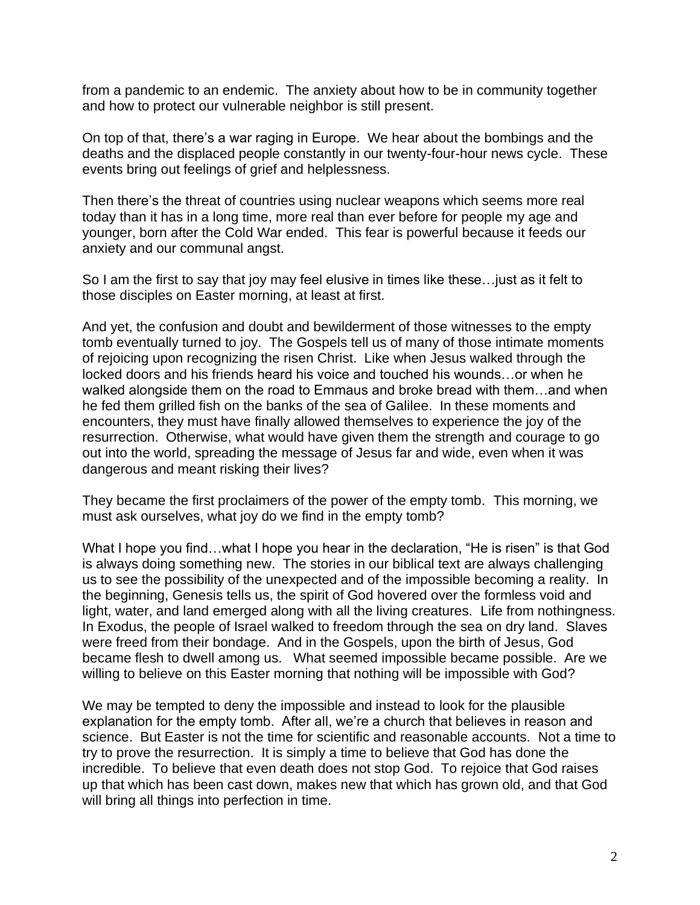from a pandemic to an endemic. The anxiety about how to be in community together and how to protect our vulnerable neighbor is still present.

On top of that, there's a war raging in Europe. We hear about the bombings and the deaths and the displaced people constantly in our twenty-four-hour news cycle. These events bring out feelings of grief and helplessness.

Then there's the threat of countries using nuclear weapons which seems more real today than it has in a long time, more real than ever before for people my age and younger, born after the Cold War ended. This fear is powerful because it feeds our anxiety and our communal angst.

So I am the first to say that joy may feel elusive in times like these…just as it felt to those disciples on Easter morning, at least at first.

And yet, the confusion and doubt and bewilderment of those witnesses to the empty tomb eventually turned to joy. The Gospels tell us of many of those intimate moments of rejoicing upon recognizing the risen Christ. Like when Jesus walked through the locked doors and his friends heard his voice and touched his wounds…or when he walked alongside them on the road to Emmaus and broke bread with them…and when he fed them grilled fish on the banks of the sea of Galilee. In these moments and encounters, they must have finally allowed themselves to experience the joy of the resurrection. Otherwise, what would have given them the strength and courage to go out into the world, spreading the message of Jesus far and wide, even when it was dangerous and meant risking their lives?

They became the first proclaimers of the power of the empty tomb. This morning, we must ask ourselves, what joy do we find in the empty tomb?

What I hope you find…what I hope you hear in the declaration, "He is risen" is that God is always doing something new. The stories in our biblical text are always challenging us to see the possibility of the unexpected and of the impossible becoming a reality. In the beginning, Genesis tells us, the spirit of God hovered over the formless void and light, water, and land emerged along with all the living creatures. Life from nothingness. In Exodus, the people of Israel walked to freedom through the sea on dry land. Slaves were freed from their bondage. And in the Gospels, upon the birth of Jesus, God became flesh to dwell among us. What seemed impossible became possible. Are we willing to believe on this Easter morning that nothing will be impossible with God?

We may be tempted to deny the impossible and instead to look for the plausible explanation for the empty tomb. After all, we're a church that believes in reason and science. But Easter is not the time for scientific and reasonable accounts. Not a time to try to prove the resurrection. It is simply a time to believe that God has done the incredible. To believe that even death does not stop God. To rejoice that God raises up that which has been cast down, makes new that which has grown old, and that God will bring all things into perfection in time.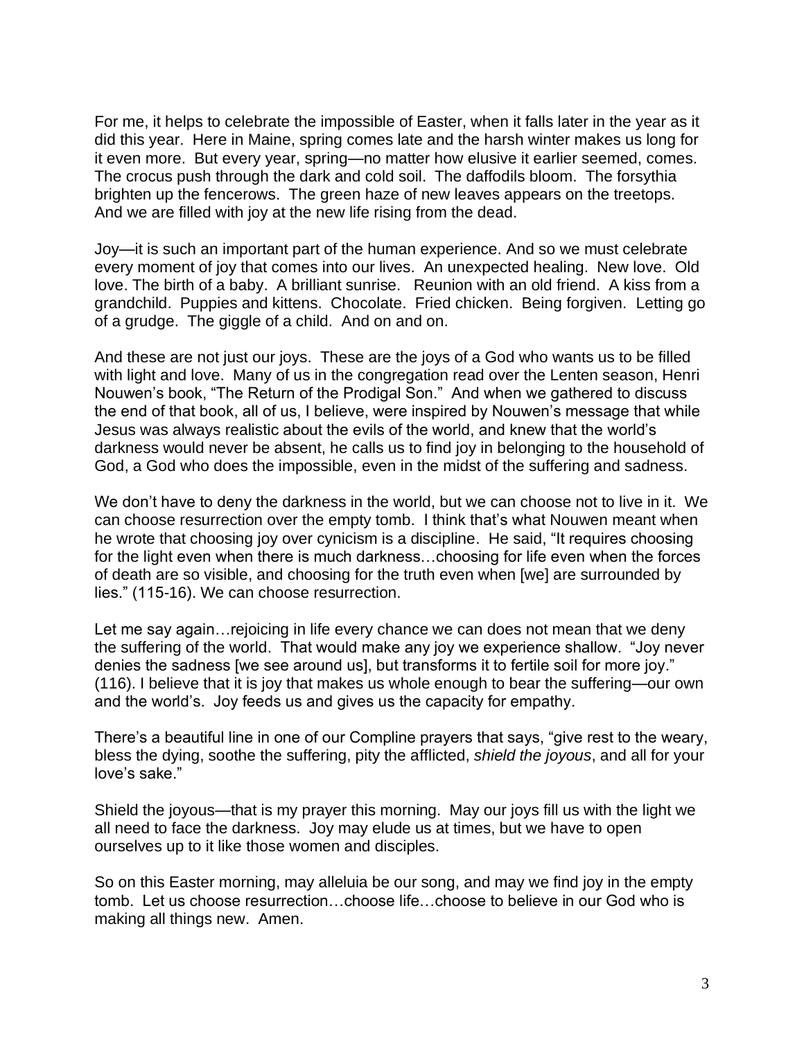For me, it helps to celebrate the impossible of Easter, when it falls later in the year as it did this year. Here in Maine, spring comes late and the harsh winter makes us long for it even more. But every year, spring—no matter how elusive it earlier seemed, comes. The crocus push through the dark and cold soil. The daffodils bloom. The forsythia brighten up the fencerows. The green haze of new leaves appears on the treetops. And we are filled with joy at the new life rising from the dead.

Joy—it is such an important part of the human experience. And so we must celebrate every moment of joy that comes into our lives. An unexpected healing. New love. Old love. The birth of a baby. A brilliant sunrise. Reunion with an old friend. A kiss from a grandchild. Puppies and kittens. Chocolate. Fried chicken. Being forgiven. Letting go of a grudge. The giggle of a child. And on and on.

And these are not just our joys. These are the joys of a God who wants us to be filled with light and love. Many of us in the congregation read over the Lenten season, Henri Nouwen's book, "The Return of the Prodigal Son." And when we gathered to discuss the end of that book, all of us, I believe, were inspired by Nouwen's message that while Jesus was always realistic about the evils of the world, and knew that the world's darkness would never be absent, he calls us to find joy in belonging to the household of God, a God who does the impossible, even in the midst of the suffering and sadness.

We don't have to deny the darkness in the world, but we can choose not to live in it. We can choose resurrection over the empty tomb. I think that's what Nouwen meant when he wrote that choosing joy over cynicism is a discipline. He said, "It requires choosing for the light even when there is much darkness…choosing for life even when the forces of death are so visible, and choosing for the truth even when [we] are surrounded by lies." (115-16). We can choose resurrection.

Let me say again…rejoicing in life every chance we can does not mean that we deny the suffering of the world. That would make any joy we experience shallow. "Joy never denies the sadness [we see around us], but transforms it to fertile soil for more joy." (116). I believe that it is joy that makes us whole enough to bear the suffering—our own and the world's. Joy feeds us and gives us the capacity for empathy.

There's a beautiful line in one of our Compline prayers that says, "give rest to the weary, bless the dying, soothe the suffering, pity the afflicted, *shield the joyous*, and all for your love's sake."

Shield the joyous—that is my prayer this morning. May our joys fill us with the light we all need to face the darkness. Joy may elude us at times, but we have to open ourselves up to it like those women and disciples.

So on this Easter morning, may alleluia be our song, and may we find joy in the empty tomb. Let us choose resurrection…choose life…choose to believe in our God who is making all things new. Amen.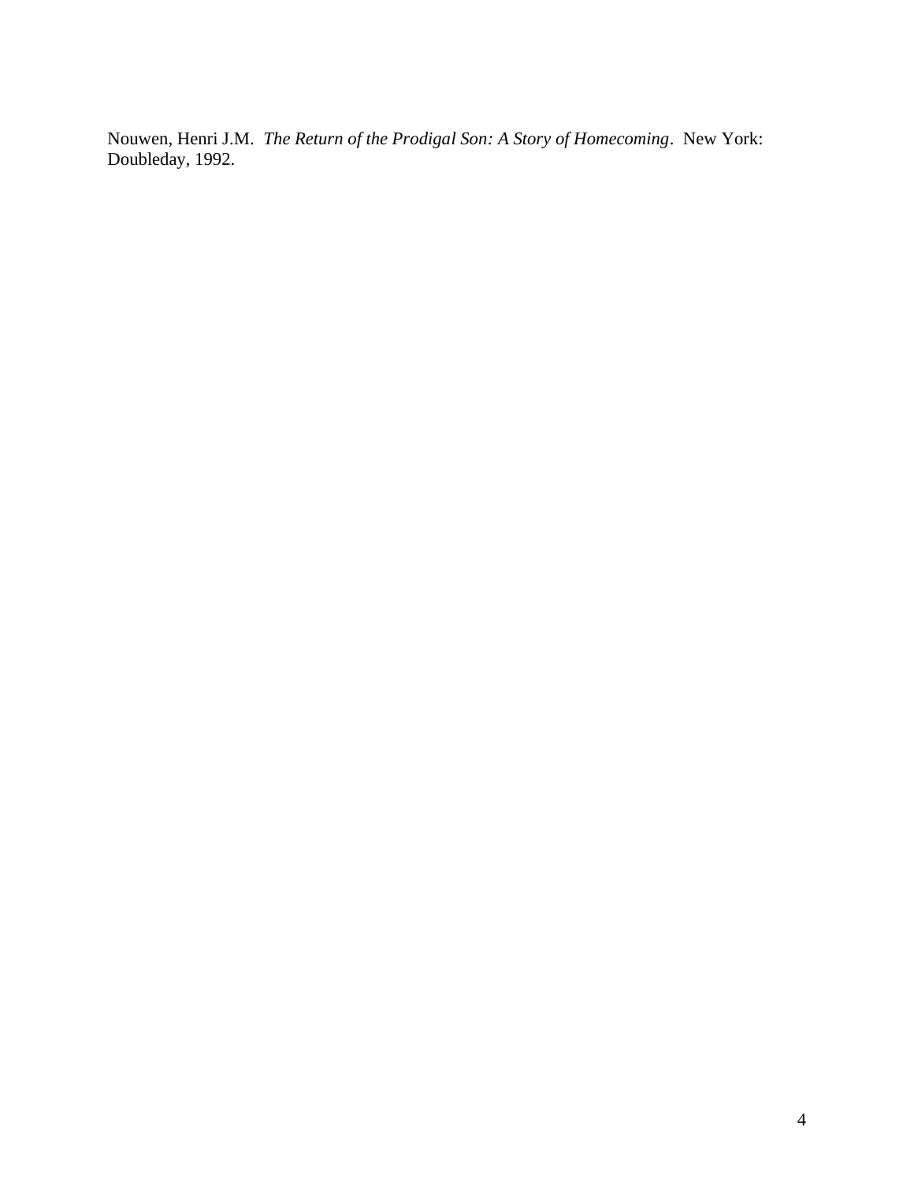Nouwen, Henri J.M. *The Return of the Prodigal Son: A Story of Homecoming*. New York: Doubleday, 1992.